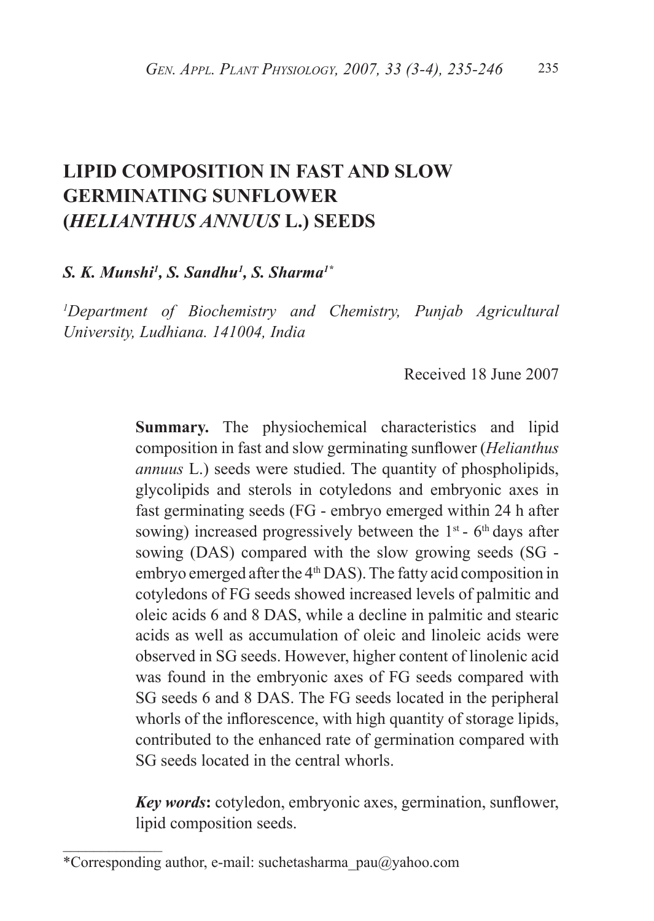# LIPID COMPOSITION IN FAST AND SLOW GERMINATING SUNFLOWER (*HELIANTHUS ANNUUS* L.) SEEDS

***S. K. Munshi[1], S. Sandhu[1], S. Sharma[1*]***

*[1]Department of Biochemistry and Chemistry, Punjab Agricultural University, Ludhiana. 141004, India*

Received 18 June 2007

**Summary.** The physiochemical characteristics and lipid composition in fast and slow germinating sunflower (*Helianthus annuus* L.) seeds were studied. The quantity of phospholipids, glycolipids and sterols in cotyledons and embryonic axes in fast germinating seeds (FG - embryo emerged within 24 h after sowing) increased progressively between the 1$^{st}$ - 6$^{th}$ days after sowing (DAS) compared with the slow growing seeds (SG - embryo emerged after the 4$^{th}$ DAS). The fatty acid composition in cotyledons of FG seeds showed increased levels of palmitic and oleic acids 6 and 8 DAS, while a decline in palmitic and stearic acids as well as accumulation of oleic and linoleic acids were observed in SG seeds. However, higher content of linolenic acid was found in the embryonic axes of FG seeds compared with SG seeds 6 and 8 DAS. The FG seeds located in the peripheral whorls of the inflorescence, with high quantity of storage lipids, contributed to the enhanced rate of germination compared with SG seeds located in the central whorls.

***Key words*:** cotyledon, embryonic axes, germination, sunflower, lipid composition seeds.

---

*Corresponding author, e-mail: suchetasharma_pau@yahoo.com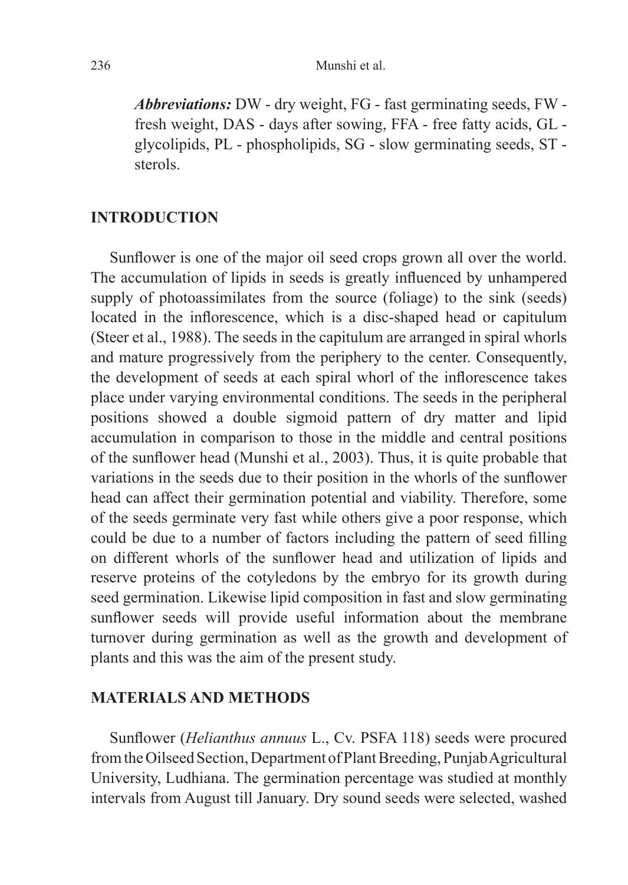***Abbreviations:*** DW - dry weight, FG - fast germinating seeds, FW - fresh weight, DAS - days after sowing, FFA - free fatty acids, GL - glycolipids, PL - phospholipids, SG - slow germinating seeds, ST - sterols.

## INTRODUCTION

Sunflower is one of the major oil seed crops grown all over the world. The accumulation of lipids in seeds is greatly influenced by unhampered supply of photoassimilates from the source (foliage) to the sink (seeds) located in the inflorescence, which is a disc-shaped head or capitulum (Steer et al., 1988). The seeds in the capitulum are arranged in spiral whorls and mature progressively from the periphery to the center. Consequently, the development of seeds at each spiral whorl of the inflorescence takes place under varying environmental conditions. The seeds in the peripheral positions showed a double sigmoid pattern of dry matter and lipid accumulation in comparison to those in the middle and central positions of the sunflower head (Munshi et al., 2003). Thus, it is quite probable that variations in the seeds due to their position in the whorls of the sunflower head can affect their germination potential and viability. Therefore, some of the seeds germinate very fast while others give a poor response, which could be due to a number of factors including the pattern of seed filling on different whorls of the sunflower head and utilization of lipids and reserve proteins of the cotyledons by the embryo for its growth during seed germination. Likewise lipid composition in fast and slow germinating sunflower seeds will provide useful information about the membrane turnover during germination as well as the growth and development of plants and this was the aim of the present study.

## MATERIALS AND METHODS

Sunflower (*Helianthus annuus* L., Cv. PSFA 118) seeds were procured from the Oilseed Section, Department of Plant Breeding, Punjab Agricultural University, Ludhiana. The germination percentage was studied at monthly intervals from August till January. Dry sound seeds were selected, washed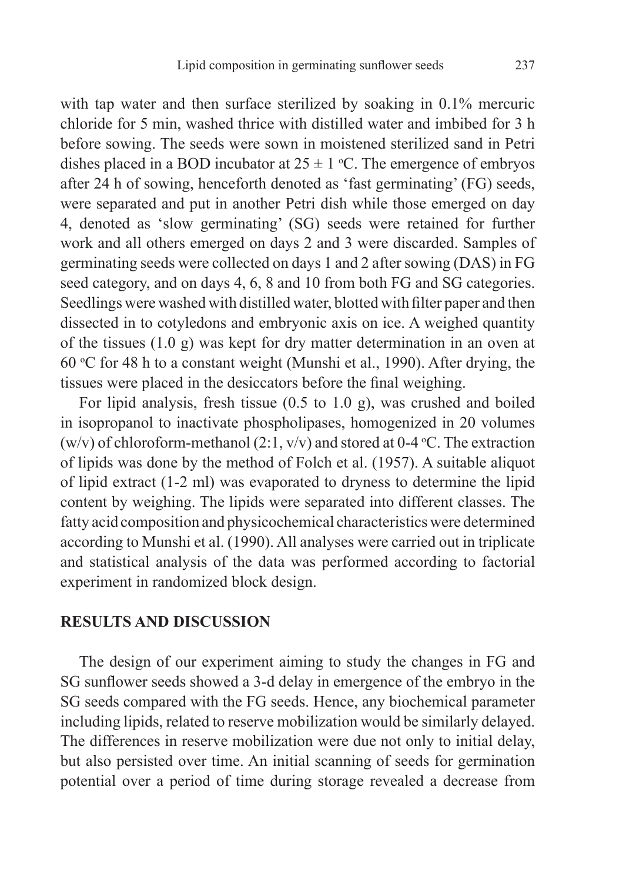with tap water and then surface sterilized by soaking in 0.1% mercuric chloride for 5 min, washed thrice with distilled water and imbibed for 3 h before sowing. The seeds were sown in moistened sterilized sand in Petri dishes placed in a BOD incubator at $25 \pm 1$ °C. The emergence of embryos after 24 h of sowing, henceforth denoted as 'fast germinating' (FG) seeds, were separated and put in another Petri dish while those emerged on day 4, denoted as 'slow germinating' (SG) seeds were retained for further work and all others emerged on days 2 and 3 were discarded. Samples of germinating seeds were collected on days 1 and 2 after sowing (DAS) in FG seed category, and on days 4, 6, 8 and 10 from both FG and SG categories. Seedlings were washed with distilled water, blotted with filter paper and then dissected in to cotyledons and embryonic axis on ice. A weighed quantity of the tissues (1.0 g) was kept for dry matter determination in an oven at 60 °C for 48 h to a constant weight (Munshi et al., 1990). After drying, the tissues were placed in the desiccators before the final weighing.

For lipid analysis, fresh tissue (0.5 to 1.0 g), was crushed and boiled in isopropanol to inactivate phospholipases, homogenized in 20 volumes (w/v) of chloroform-methanol (2:1, v/v) and stored at 0-4 °C. The extraction of lipids was done by the method of Folch et al. (1957). A suitable aliquot of lipid extract (1-2 ml) was evaporated to dryness to determine the lipid content by weighing. The lipids were separated into different classes. The fatty acid composition and physicochemical characteristics were determined according to Munshi et al. (1990). All analyses were carried out in triplicate and statistical analysis of the data was performed according to factorial experiment in randomized block design.

## RESULTS AND DISCUSSION

The design of our experiment aiming to study the changes in FG and SG sunflower seeds showed a 3-d delay in emergence of the embryo in the SG seeds compared with the FG seeds. Hence, any biochemical parameter including lipids, related to reserve mobilization would be similarly delayed. The differences in reserve mobilization were due not only to initial delay, but also persisted over time. An initial scanning of seeds for germination potential over a period of time during storage revealed a decrease from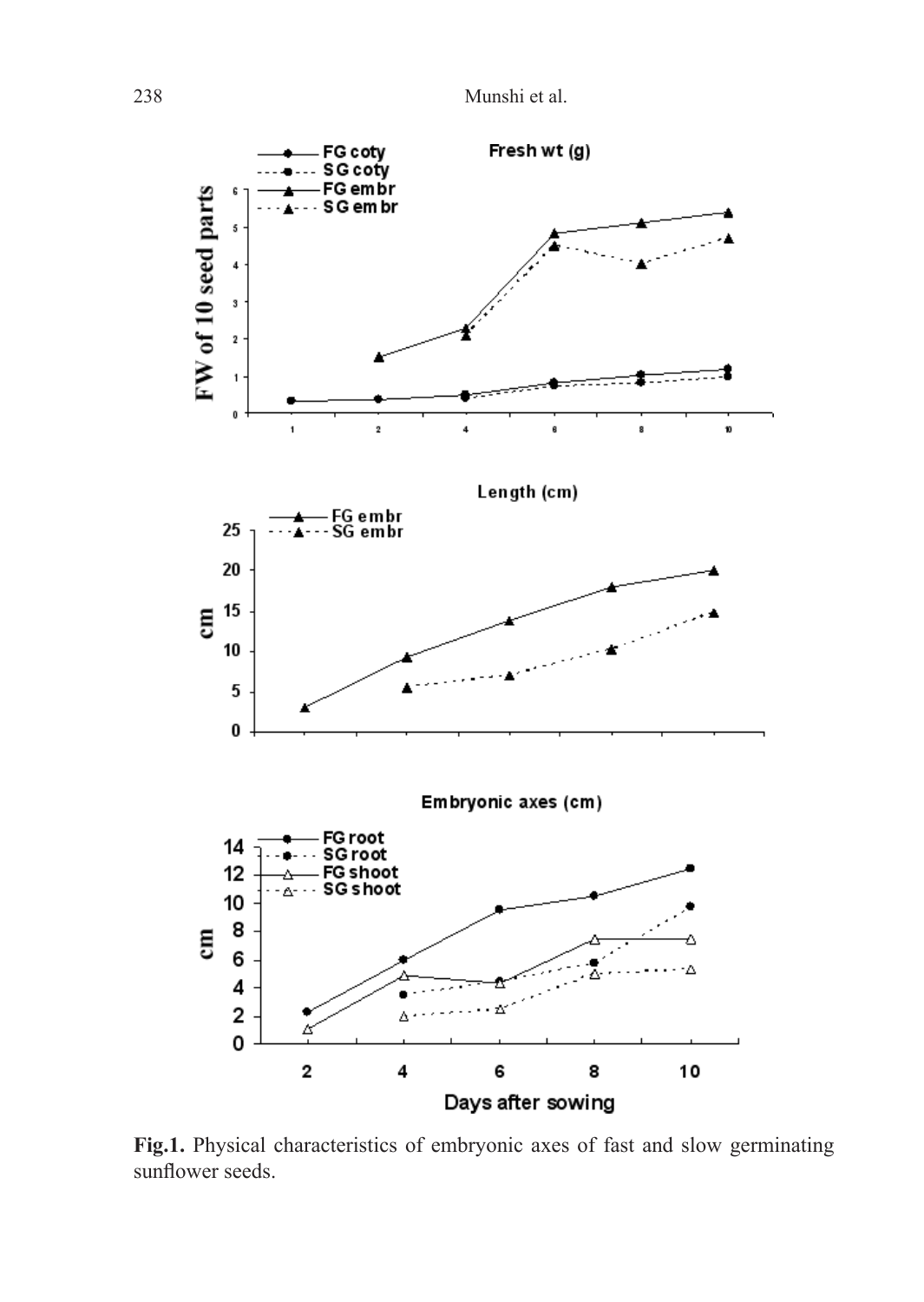**Fig.1.** Physical characteristics of embryonic axes of fast and slow germinating sunflower seeds.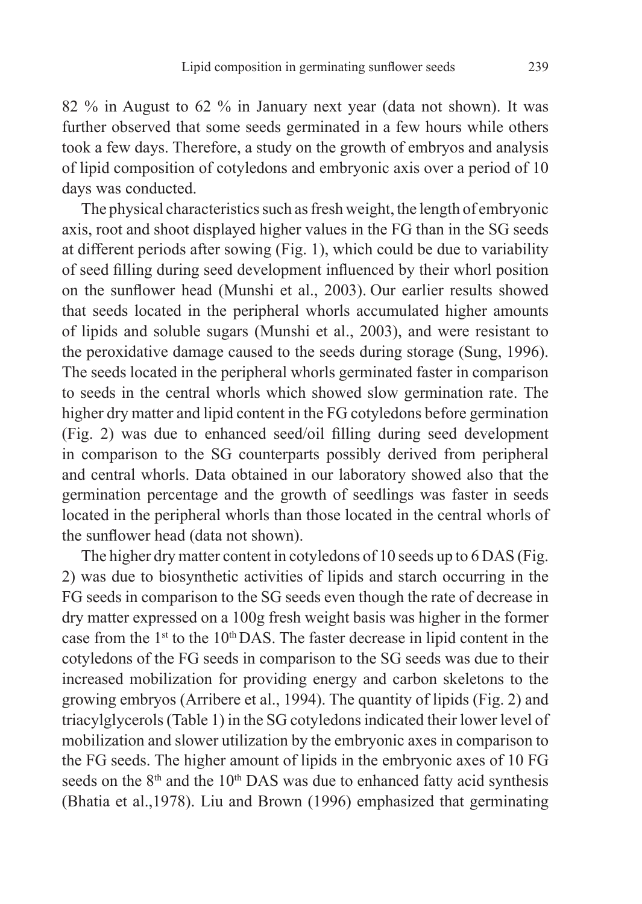82 % in August to 62 % in January next year (data not shown). It was further observed that some seeds germinated in a few hours while others took a few days. Therefore, a study on the growth of embryos and analysis of lipid composition of cotyledons and embryonic axis over a period of 10 days was conducted.

The physical characteristics such as fresh weight, the length of embryonic axis, root and shoot displayed higher values in the FG than in the SG seeds at different periods after sowing (Fig. 1), which could be due to variability of seed filling during seed development influenced by their whorl position on the sunflower head (Munshi et al., 2003). Our earlier results showed that seeds located in the peripheral whorls accumulated higher amounts of lipids and soluble sugars (Munshi et al., 2003), and were resistant to the peroxidative damage caused to the seeds during storage (Sung, 1996). The seeds located in the peripheral whorls germinated faster in comparison to seeds in the central whorls which showed slow germination rate. The higher dry matter and lipid content in the FG cotyledons before germination (Fig. 2) was due to enhanced seed/oil filling during seed development in comparison to the SG counterparts possibly derived from peripheral and central whorls. Data obtained in our laboratory showed also that the germination percentage and the growth of seedlings was faster in seeds located in the peripheral whorls than those located in the central whorls of the sunflower head (data not shown).

The higher dry matter content in cotyledons of 10 seeds up to 6 DAS (Fig. 2) was due to biosynthetic activities of lipids and starch occurring in the FG seeds in comparison to the SG seeds even though the rate of decrease in dry matter expressed on a 100g fresh weight basis was higher in the former case from the 1st to the 10th DAS. The faster decrease in lipid content in the cotyledons of the FG seeds in comparison to the SG seeds was due to their increased mobilization for providing energy and carbon skeletons to the growing embryos (Arribere et al., 1994). The quantity of lipids (Fig. 2) and triacylglycerols (Table 1) in the SG cotyledons indicated their lower level of mobilization and slower utilization by the embryonic axes in comparison to the FG seeds. The higher amount of lipids in the embryonic axes of 10 FG seeds on the 8th and the 10th DAS was due to enhanced fatty acid synthesis (Bhatia et al.,1978). Liu and Brown (1996) emphasized that germinating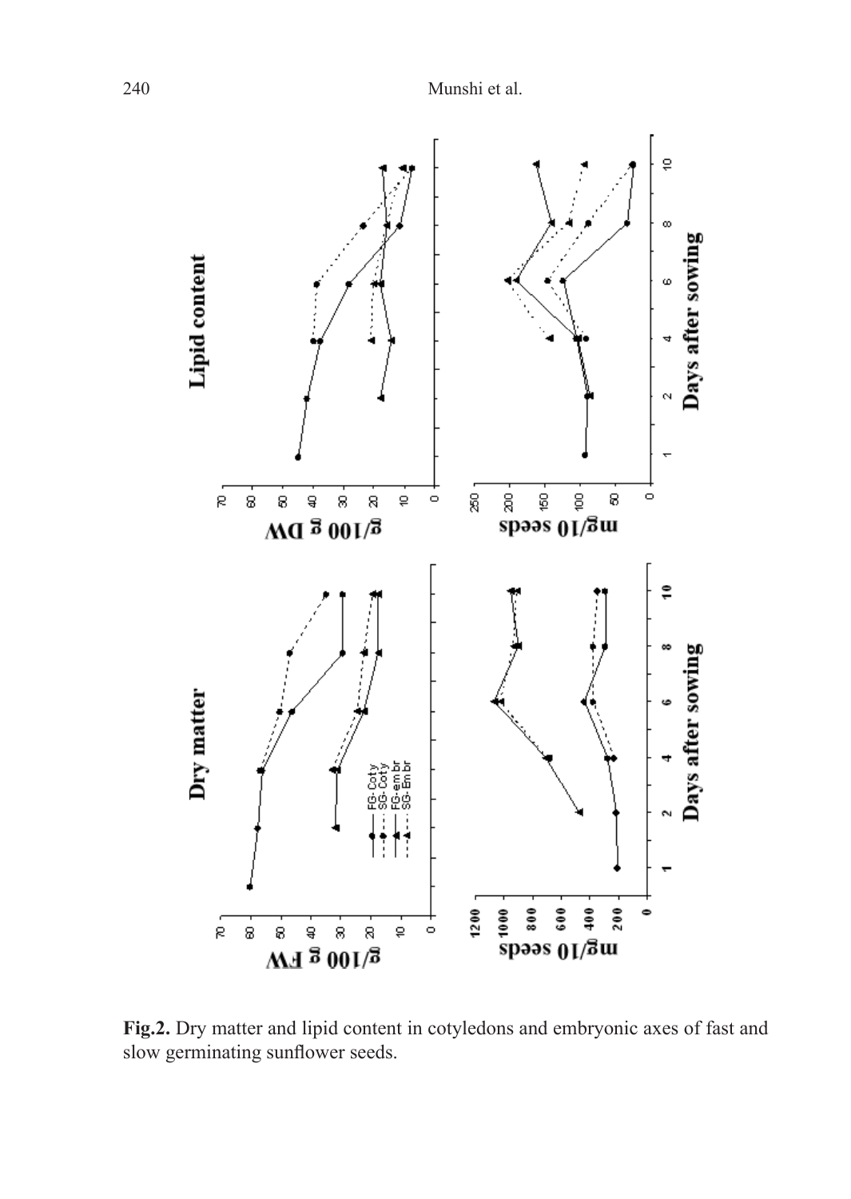**Fig.2.** Dry matter and lipid content in cotyledons and embryonic axes of fast and slow germinating sunflower seeds.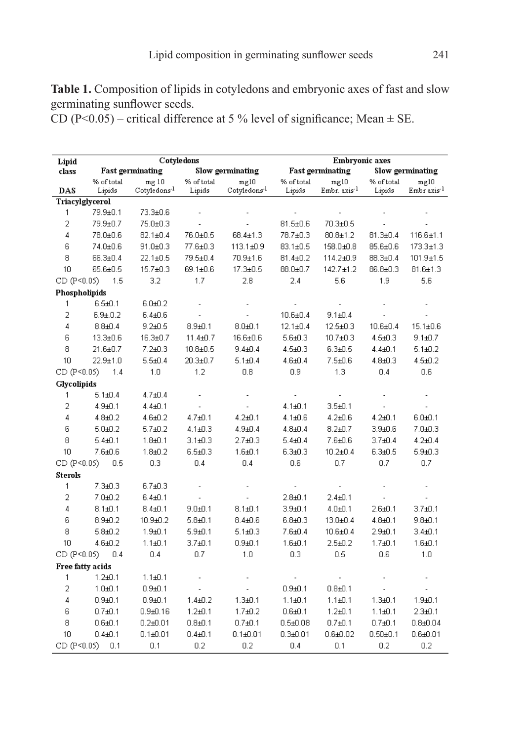**Table 1.** Composition of lipids in cotyledons and embryonic axes of fast and slow germinating sunflower seeds.
CD (P<0.05) – critical difference at 5 % level of significance; Mean ± SE.

| Lipid class | Cotyledons | | | | Embryonic axes | | | |
|---|---|---|---|---|---|---|---|---|
| | Fast germinating | | Slow germinating | | Fast germinating | | Slow germinating | |
| DAS | % of total Lipids | mg 10 Cotyledons$^{-1}$ | % of total Lipids | mg10 Cotyledons$^{-1}$ | % of total Lipids | mg10 Embr. axis$^{-1}$ | % of total Lipids | mg10 Embr axis$^{-1}$ |
| **Triacylglycerol** | | | | | | | | |
| 1 | 79.9±0.1 | 73.3±0.6 | - | - | - | - | - | - |
| 2 | 79.9±0.7 | 75.0±0.3 | - | - | 81.5±0.6 | 70.3±0.5 | - | - |
| 4 | 78.0±0.6 | 82.1±0.4 | 76.0±0.5 | 68.4±1.3 | 78.7±0.3 | 80.8±1.2 | 81.3±0.4 | 116.6±1.1 |
| 6 | 74.0±0.6 | 91.0±0.3 | 77.6±0.3 | 113.1±0.9 | 83.1±0.5 | 158.0±0.8 | 85.6±0.6 | 173.3±1.3 |
| 8 | 66.3±0.4 | 22.1±0.5 | 79.5±0.4 | 70.9±1.6 | 81.4±0.2 | 114.2±0.9 | 88.3±0.4 | 101.9±1.5 |
| 10 | 65.6±0.5 | 15.7±0.3 | 69.1±0.6 | 17.3±0.5 | 88.0±0.7 | 142.7±1.2 | 86.8±0.3 | 81.6±1.3 |
| CD (P<0.05) | 1.5 | 3.2 | 1.7 | 2.8 | 2.4 | 5.6 | 1.9 | 5.6 |
| **Phospholipids** | | | | | | | | |
| 1 | 6.5±0.1 | 6.0±0.2 | - | - | - | - | - | - |
| 2 | 6.9± 0.2 | 6.4±0.6 | - | - | 10.6±0.4 | 9.1±0.4 | - | - |
| 4 | 8.8±0.4 | 9.2±0.5 | 8.9±0.1 | 8.0±0.1 | 12.1±0.4 | 12.5±0.3 | 10.6±0.4 | 15.1±0.6 |
| 6 | 13.3±0.6 | 16.3±0.7 | 11.4±0.7 | 16.6±0.6 | 5.6±0.3 | 10.7±0.3 | 4.5±0.3 | 9.1±0.7 |
| 8 | 21.6±0.7 | 7.2±0.3 | 10.8±0.5 | 9.4±0.4 | 4.5±0.3 | 6.3±0.5 | 4.4±0.1 | 5.1±0.2 |
| 10 | 22.9±1.0 | 5.5±0.4 | 20.3±0.7 | 5.1±0.4 | 4.6±0.4 | 7.5±0.6 | 4.8±0.3 | 4.5±0.2 |
| CD (P<0.05) | 1.4 | 1.0 | 1.2 | 0.8 | 0.9 | 1.3 | 0.4 | 0.6 |
| **Glycolipids** | | | | | | | | |
| 1 | 5.1±0.4 | 4.7±0.4 | - | - | - | - | - | - |
| 2 | 4.9±0.1 | 4.4±0.1 | - | - | 4.1±0.1 | 3.5±0.1 | - | - |
| 4 | 4.8±0.2 | 4.6±0.2 | 4.7±0.1 | 4.2±0.1 | 4.1±0.6 | 4.2±0.6 | 4.2±0.1 | 6.0±0.1 |
| 6 | 5.0±0.2 | 5.7±0.2 | 4.1±0.3 | 4.9±0.4 | 4.8±0.4 | 8.2±0.7 | 3.9±0.6 | 7.0±0.3 |
| 8 | 5.4±0.1 | 1.8±0.1 | 3.1±0.3 | 2.7±0.3 | 5.4±0.4 | 7.6±0.6 | 3.7±0.4 | 4.2±0.4 |
| 10 | 7.6±0.6 | 1.8±0.2 | 6.5±0.3 | 1.6±0.1 | 6.3±0.3 | 10.2±0.4 | 6.3±0.5 | 5.9±0.3 |
| CD (P<0.05) | 0.5 | 0.3 | 0.4 | 0.4 | 0.6 | 0.7 | 0.7 | 0.7 |
| **Sterols** | | | | | | | | |
| 1 | 7.3±0.3 | 6.7±0.3 | - | - | - | - | - | - |
| 2 | 7.0±0.2 | 6.4±0.1 | - | - | 2.8±0.1 | 2.4±0.1 | - | - |
| 4 | 8.1±0.1 | 8.4±0.1 | 9.0±0.1 | 8.1±0.1 | 3.9±0.1 | 4.0±0.1 | 2.6±0.1 | 3.7±0.1 |
| 6 | 8.9±0.2 | 10.9±0.2 | 5.8±0.1 | 8.4±0.6 | 6.8±0.3 | 13.0±0.4 | 4.8±0.1 | 9.8±0.1 |
| 8 | 5.8±0.2 | 1.9±0.1 | 5.9±0.1 | 5.1±0.3 | 7.6±0.4 | 10.6±0.4 | 2.9±0.1 | 3.4±0.1 |
| 10 | 4.6±0.2 | 1.1±0.1 | 3.7±0.1 | 0.9±0.1 | 1.6±0.1 | 2.5±0.2 | 1.7±0.1 | 1.6±0.1 |
| CD (P<0.05) | 0.4 | 0.4 | 0.7 | 1.0 | 0.3 | 0.5 | 0.6 | 1.0 |
| **Free fatty acids** | | | | | | | | |
| 1 | 1.2±0.1 | 1.1±0.1 | - | - | - | - | - | - |
| 2 | 1.0±0.1 | 0.9±0.1 | - | - | 0.9±0.1 | 0.8±0.1 | - | - |
| 4 | 0.9±0.1 | 0.9±0.1 | 1.4±0.2 | 1.3±0.1 | 1.1±0.1 | 1.1±0.1 | 1.3±0.1 | 1.9±0.1 |
| 6 | 0.7±0.1 | 0.9±0.16 | 1.2±0.1 | 1.7±0.2 | 0.6±0.1 | 1.2±0.1 | 1.1±0.1 | 2.3±0.1 |
| 8 | 0.6±0.1 | 0.2±0.01 | 0.8±0.1 | 0.7±0.1 | 0.5±0.08 | 0.7±0.1 | 0.7±0.1 | 0.8±0.04 |
| 10 | 0.4±0.1 | 0.1±0.01 | 0.4±0.1 | 0.1±0.01 | 0.3±0.01 | 0.6±0.02 | 0.50±0.1 | 0.6±0.01 |
| CD (P<0.05) | 0.1 | 0.1 | 0.2 | 0.2 | 0.4 | 0.1 | 0.2 | 0.2 |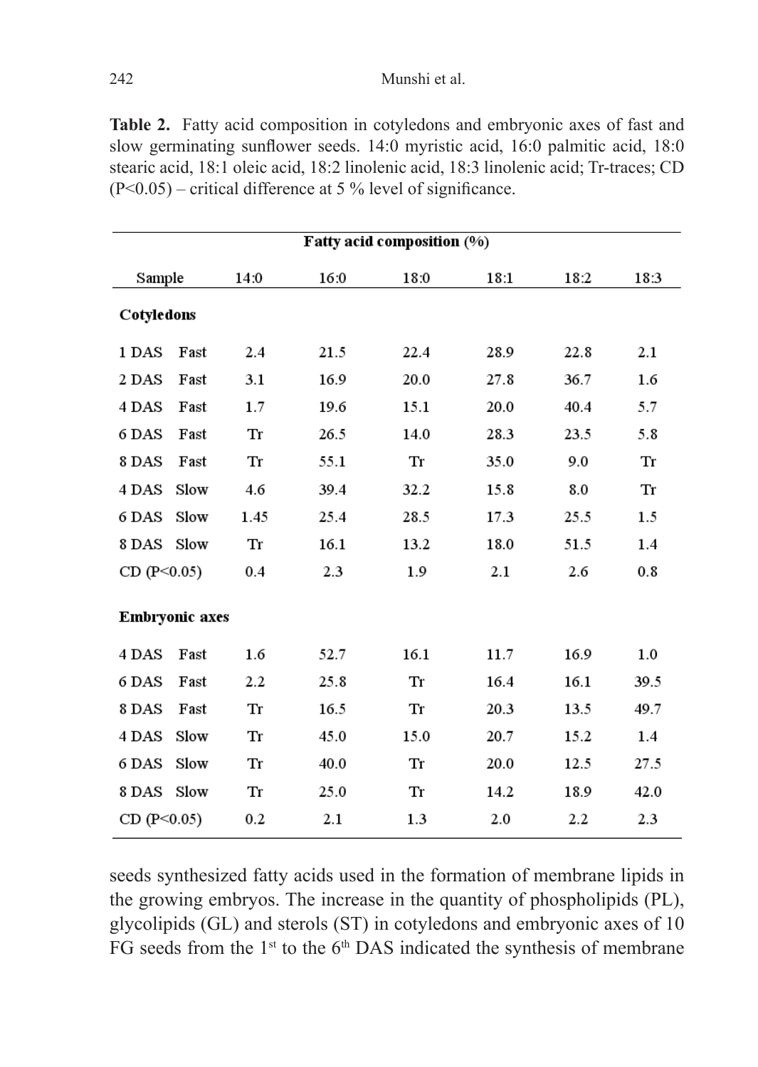**Table 2.** Fatty acid composition in cotyledons and embryonic axes of fast and slow germinating sunflower seeds. 14:0 myristic acid, 16:0 palmitic acid, 18:0 stearic acid, 18:1 oleic acid, 18:2 linolenic acid, 18:3 linolenic acid; Tr-traces; CD (P<0.05) – critical difference at 5 % level of significance.

| Fatty acid composition (%) | | | | | | |
|---|---|---|---|---|---|---|
| Sample | 14:0 | 16:0 | 18:0 | 18:1 | 18:2 | 18:3 |
| **Cotyledons** | | | | | | |
| 1 DAS Fast | 2.4 | 21.5 | 22.4 | 28.9 | 22.8 | 2.1 |
| 2 DAS Fast | 3.1 | 16.9 | 20.0 | 27.8 | 36.7 | 1.6 |
| 4 DAS Fast | 1.7 | 19.6 | 15.1 | 20.0 | 40.4 | 5.7 |
| 6 DAS Fast | Tr | 26.5 | 14.0 | 28.3 | 23.5 | 5.8 |
| 8 DAS Fast | Tr | 55.1 | Tr | 35.0 | 9.0 | Tr |
| 4 DAS Slow | 4.6 | 39.4 | 32.2 | 15.8 | 8.0 | Tr |
| 6 DAS Slow | 1.45 | 25.4 | 28.5 | 17.3 | 25.5 | 1.5 |
| 8 DAS Slow | Tr | 16.1 | 13.2 | 18.0 | 51.5 | 1.4 |
| CD (P<0.05) | 0.4 | 2.3 | 1.9 | 2.1 | 2.6 | 0.8 |
| **Embryonic axes** | | | | | | |
| 4 DAS Fast | 1.6 | 52.7 | 16.1 | 11.7 | 16.9 | 1.0 |
| 6 DAS Fast | 2.2 | 25.8 | Tr | 16.4 | 16.1 | 39.5 |
| 8 DAS Fast | Tr | 16.5 | Tr | 20.3 | 13.5 | 49.7 |
| 4 DAS Slow | Tr | 45.0 | 15.0 | 20.7 | 15.2 | 1.4 |
| 6 DAS Slow | Tr | 40.0 | Tr | 20.0 | 12.5 | 27.5 |
| 8 DAS Slow | Tr | 25.0 | Tr | 14.2 | 18.9 | 42.0 |
| CD (P<0.05) | 0.2 | 2.1 | 1.3 | 2.0 | 2.2 | 2.3 |

seeds synthesized fatty acids used in the formation of membrane lipids in the growing embryos. The increase in the quantity of phospholipids (PL), glycolipids (GL) and sterols (ST) in cotyledons and embryonic axes of 10 FG seeds from the 1st to the 6th DAS indicated the synthesis of membrane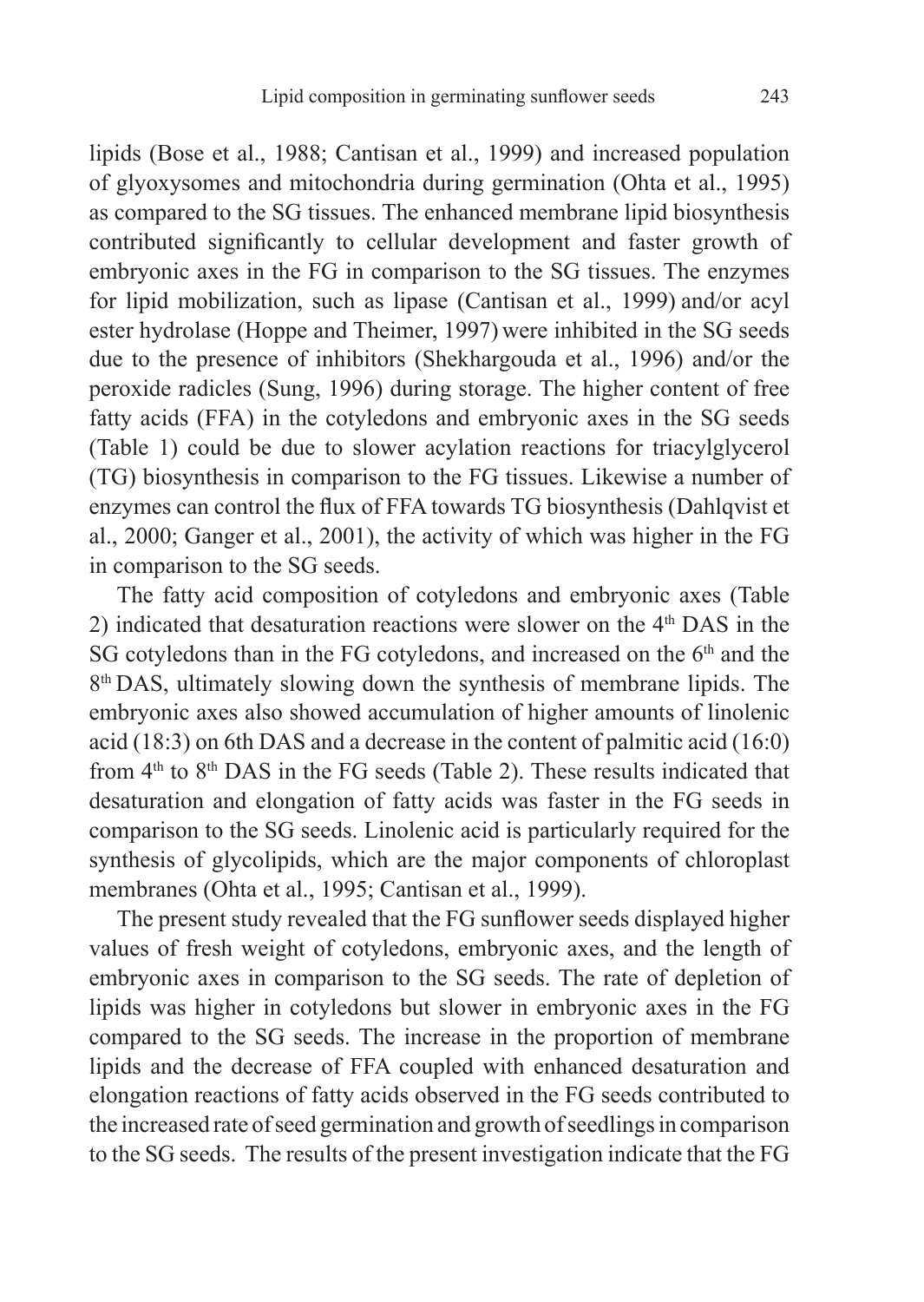lipids (Bose et al., 1988; Cantisan et al., 1999) and increased population of glyoxysomes and mitochondria during germination (Ohta et al., 1995) as compared to the SG tissues. The enhanced membrane lipid biosynthesis contributed significantly to cellular development and faster growth of embryonic axes in the FG in comparison to the SG tissues. The enzymes for lipid mobilization, such as lipase (Cantisan et al., 1999) and/or acyl ester hydrolase (Hoppe and Theimer, 1997) were inhibited in the SG seeds due to the presence of inhibitors (Shekhargouda et al., 1996) and/or the peroxide radicles (Sung, 1996) during storage. The higher content of free fatty acids (FFA) in the cotyledons and embryonic axes in the SG seeds (Table 1) could be due to slower acylation reactions for triacylglycerol (TG) biosynthesis in comparison to the FG tissues. Likewise a number of enzymes can control the flux of FFA towards TG biosynthesis (Dahlqvist et al., 2000; Ganger et al., 2001), the activity of which was higher in the FG in comparison to the SG seeds.

The fatty acid composition of cotyledons and embryonic axes (Table 2) indicated that desaturation reactions were slower on the 4th DAS in the SG cotyledons than in the FG cotyledons, and increased on the 6th and the 8th DAS, ultimately slowing down the synthesis of membrane lipids. The embryonic axes also showed accumulation of higher amounts of linolenic acid (18:3) on 6th DAS and a decrease in the content of palmitic acid (16:0) from 4th to 8th DAS in the FG seeds (Table 2). These results indicated that desaturation and elongation of fatty acids was faster in the FG seeds in comparison to the SG seeds. Linolenic acid is particularly required for the synthesis of glycolipids, which are the major components of chloroplast membranes (Ohta et al., 1995; Cantisan et al., 1999).

The present study revealed that the FG sunflower seeds displayed higher values of fresh weight of cotyledons, embryonic axes, and the length of embryonic axes in comparison to the SG seeds. The rate of depletion of lipids was higher in cotyledons but slower in embryonic axes in the FG compared to the SG seeds. The increase in the proportion of membrane lipids and the decrease of FFA coupled with enhanced desaturation and elongation reactions of fatty acids observed in the FG seeds contributed to the increased rate of seed germination and growth of seedlings in comparison to the SG seeds. The results of the present investigation indicate that the FG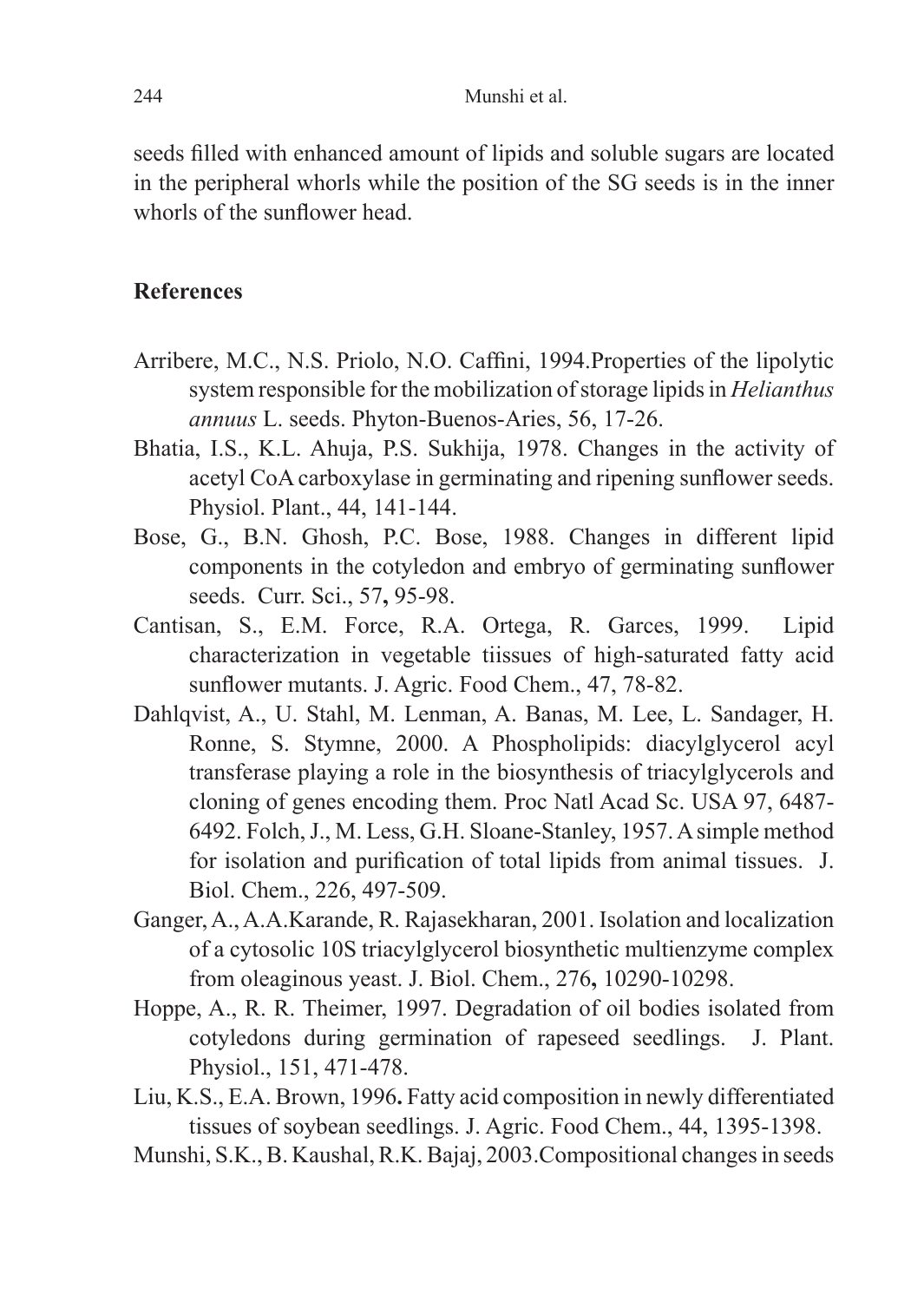seeds filled with enhanced amount of lipids and soluble sugars are located in the peripheral whorls while the position of the SG seeds is in the inner whorls of the sunflower head.

## References

Arribere, M.C., N.S. Priolo, N.O. Caffini, 1994.Properties of the lipolytic system responsible for the mobilization of storage lipids in *Helianthus annuus* L. seeds. Phyton-Buenos-Aries, 56, 17-26.

Bhatia, I.S., K.L. Ahuja, P.S. Sukhija, 1978. Changes in the activity of acetyl CoA carboxylase in germinating and ripening sunflower seeds. Physiol. Plant., 44, 141-144.

Bose, G., B.N. Ghosh, P.C. Bose, 1988. Changes in different lipid components in the cotyledon and embryo of germinating sunflower seeds. Curr. Sci., 57**,** 95-98.

Cantisan, S., E.M. Force, R.A. Ortega, R. Garces, 1999. Lipid characterization in vegetable tiissues of high-saturated fatty acid sunflower mutants. J. Agric. Food Chem., 47, 78-82.

Dahlqvist, A., U. Stahl, M. Lenman, A. Banas, M. Lee, L. Sandager, H. Ronne, S. Stymne, 2000. A Phospholipids: diacylglycerol acyl transferase playing a role in the biosynthesis of triacylglycerols and cloning of genes encoding them. Proc Natl Acad Sc. USA 97, 6487-6492. Folch, J., M. Less, G.H. Sloane-Stanley, 1957. A simple method for isolation and purification of total lipids from animal tissues. J. Biol. Chem., 226, 497-509.

Ganger, A., A.A.Karande, R. Rajasekharan, 2001. Isolation and localization of a cytosolic 10S triacylglycerol biosynthetic multienzyme complex from oleaginous yeast. J. Biol. Chem., 276**,** 10290-10298.

Hoppe, A., R. R. Theimer, 1997. Degradation of oil bodies isolated from cotyledons during germination of rapeseed seedlings. J. Plant. Physiol., 151, 471-478.

Liu, K.S., E.A. Brown, 1996**.** Fatty acid composition in newly differentiated tissues of soybean seedlings. J. Agric. Food Chem., 44, 1395-1398.

Munshi, S.K., B. Kaushal, R.K. Bajaj, 2003.Compositional changes in seeds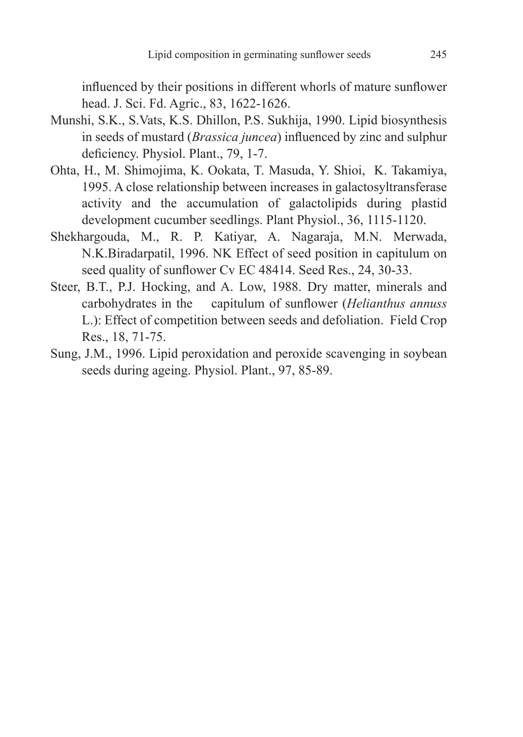influenced by their positions in different whorls of mature sunflower head. J. Sci. Fd. Agric., 83, 1622-1626.

Munshi, S.K., S.Vats, K.S. Dhillon, P.S. Sukhija, 1990. Lipid biosynthesis in seeds of mustard (*Brassica juncea*) influenced by zinc and sulphur deficiency. Physiol. Plant., 79, 1-7.

Ohta, H., M. Shimojima, K. Ookata, T. Masuda, Y. Shioi, K. Takamiya, 1995. A close relationship between increases in galactosyltransferase activity and the accumulation of galactolipids during plastid development cucumber seedlings. Plant Physiol., 36, 1115-1120.

Shekhargouda, M., R. P. Katiyar, A. Nagaraja, M.N. Merwada, N.K.Biradarpatil, 1996. NK Effect of seed position in capitulum on seed quality of sunflower Cv EC 48414. Seed Res., 24, 30-33.

Steer, B.T., P.J. Hocking, and A. Low, 1988. Dry matter, minerals and carbohydrates in the capitulum of sunflower (*Helianthus annuss* L.): Effect of competition between seeds and defoliation. Field Crop Res., 18, 71-75.

Sung, J.M., 1996. Lipid peroxidation and peroxide scavenging in soybean seeds during ageing. Physiol. Plant., 97, 85-89.